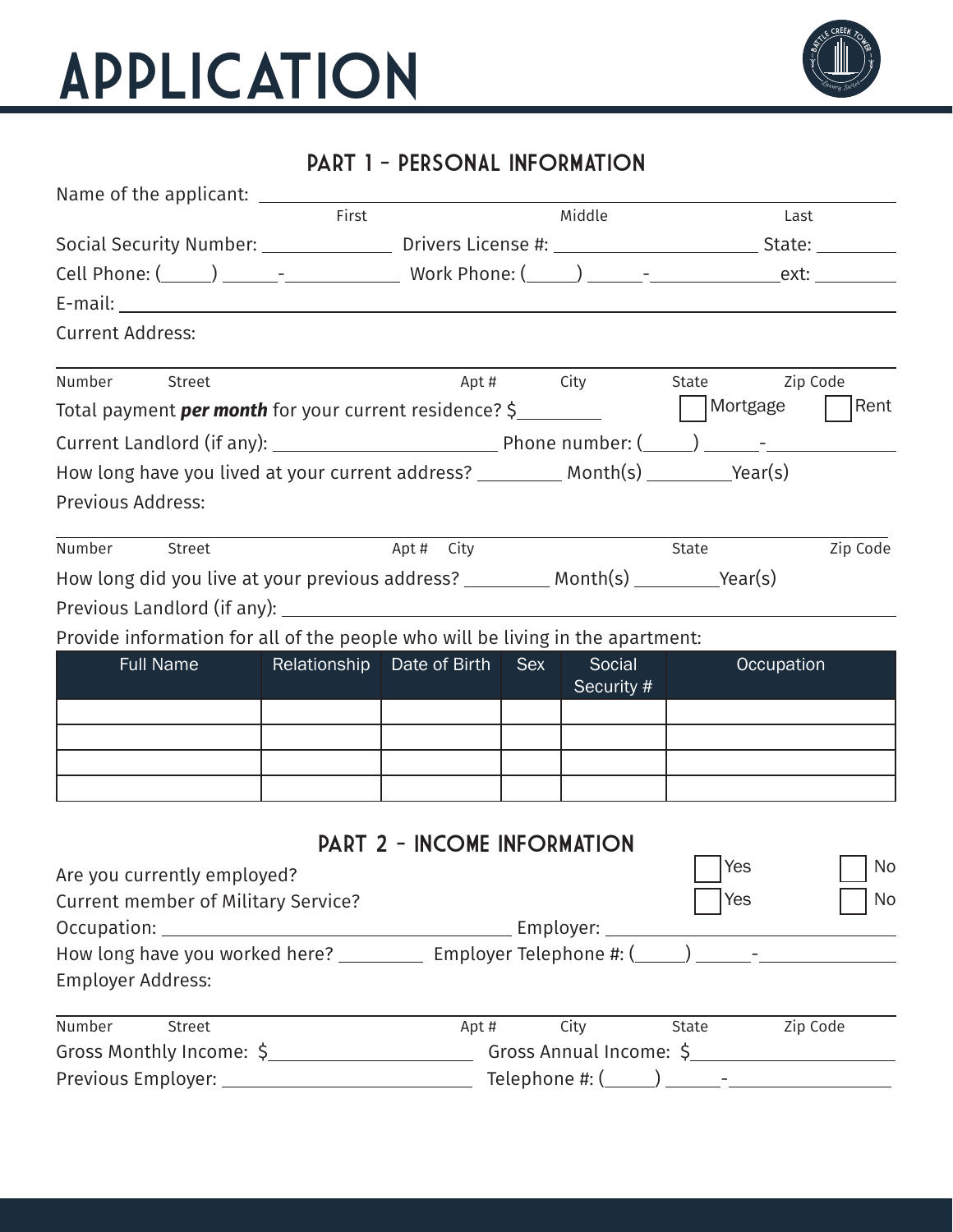# APPLICATION

## PART 1 - PERSONAL INFORMATION

Name of the applicant: ______________________________________________
First Middle Last

Social Security Number: ______________ Drivers License #: ____________________ State: ________

Cell Phone: (_____) _____-___________ Work Phone: (_____) _____-____________ext: ________

E-mail: ______________________________________________

Current Address:

______________________________________________
Number Street Apt # City State Zip Code

Total payment ***per month*** for your current residence? $________ ☐ Mortgage ☐ Rent

Current Landlord (if any): ____________________ Phone number: (_____) _____-___________

How long have you lived at your current address? ________ Month(s) ________Year(s)

Previous Address:

______________________________________________
Number Street Apt # City State Zip Code

How long did you live at your previous address? ________ Month(s) ________Year(s)

Previous Landlord (if any): ______________________________________________

Provide information for all of the people who will be living in the apartment:

| Full Name | Relationship | Date of Birth | Sex | Social Security # | Occupation |
|---|---|---|---|---|---|
| | | | | | |
| | | | | | |
| | | | | | |
| | | | | | |

## PART 2 - INCOME INFORMATION

Are you currently employed? ☐ Yes ☐ No

Current member of Military Service? ☐ Yes ☐ No

Occupation: ______________________________ Employer: ______________________________

How long have you worked here? ________ Employer Telephone #: (_____) _____-___________

Employer Address:

______________________________________________
Number Street Apt # City State Zip Code

Gross Monthly Income: $____________________ Gross Annual Income: $____________________

Previous Employer: ____________________ Telephone #: (_____) _____-___________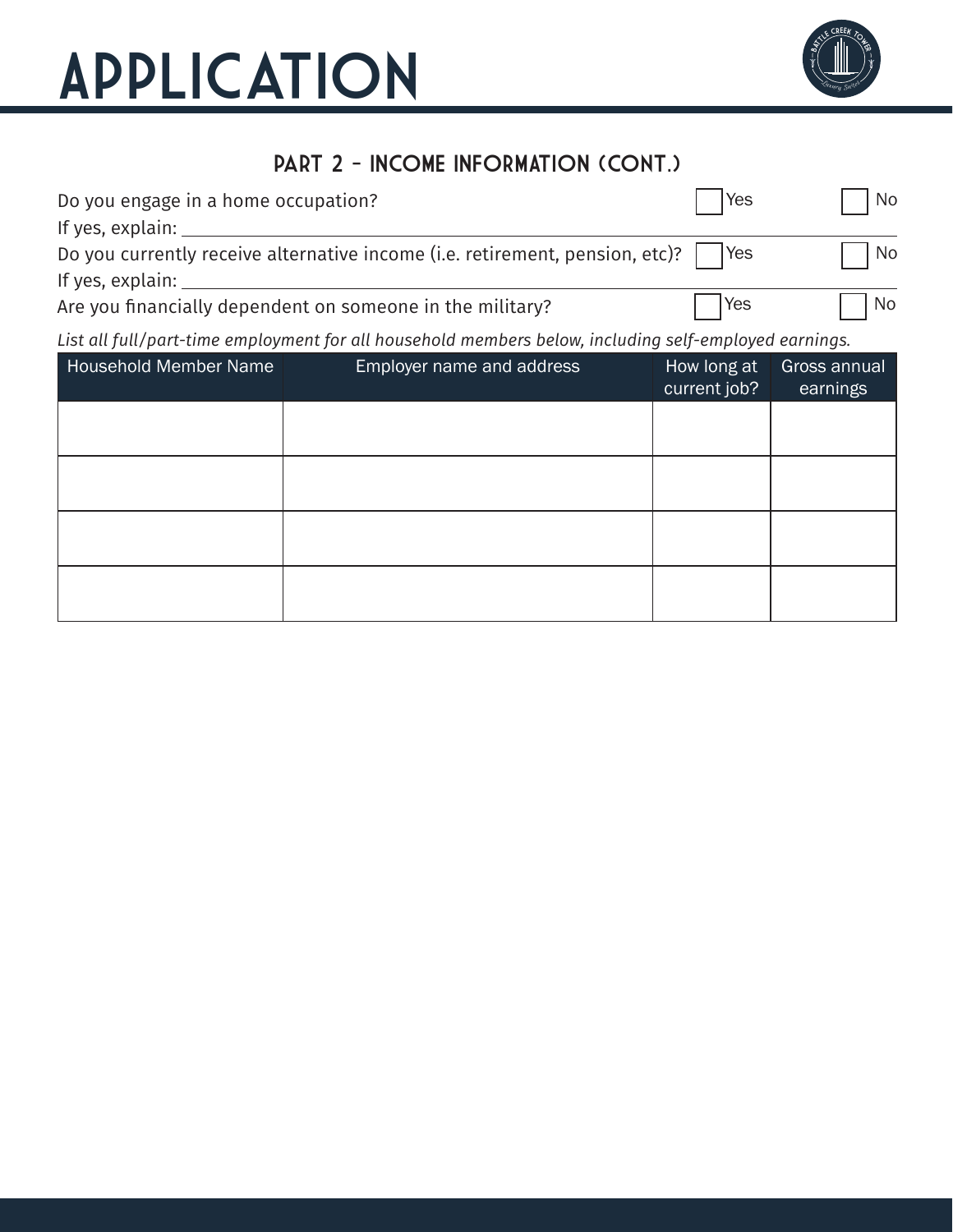# APPLICATION

## PART 2 - INCOME INFORMATION (CONT.)

Do you engage in a home occupation? ☐ Yes ☐ No

If yes, explain: ______________________________

Do you currently receive alternative income (i.e. retirement, pension, etc)? ☐ Yes ☐ No

If yes, explain: ______________________________

Are you financially dependent on someone in the military? ☐ Yes ☐ No

*List all full/part-time employment for all household members below, including self-employed earnings.*

| Household Member Name | Employer name and address | How long at current job? | Gross annual earnings |
|---|---|---|---|
| | | | |
| | | | |
| | | | |
| | | | |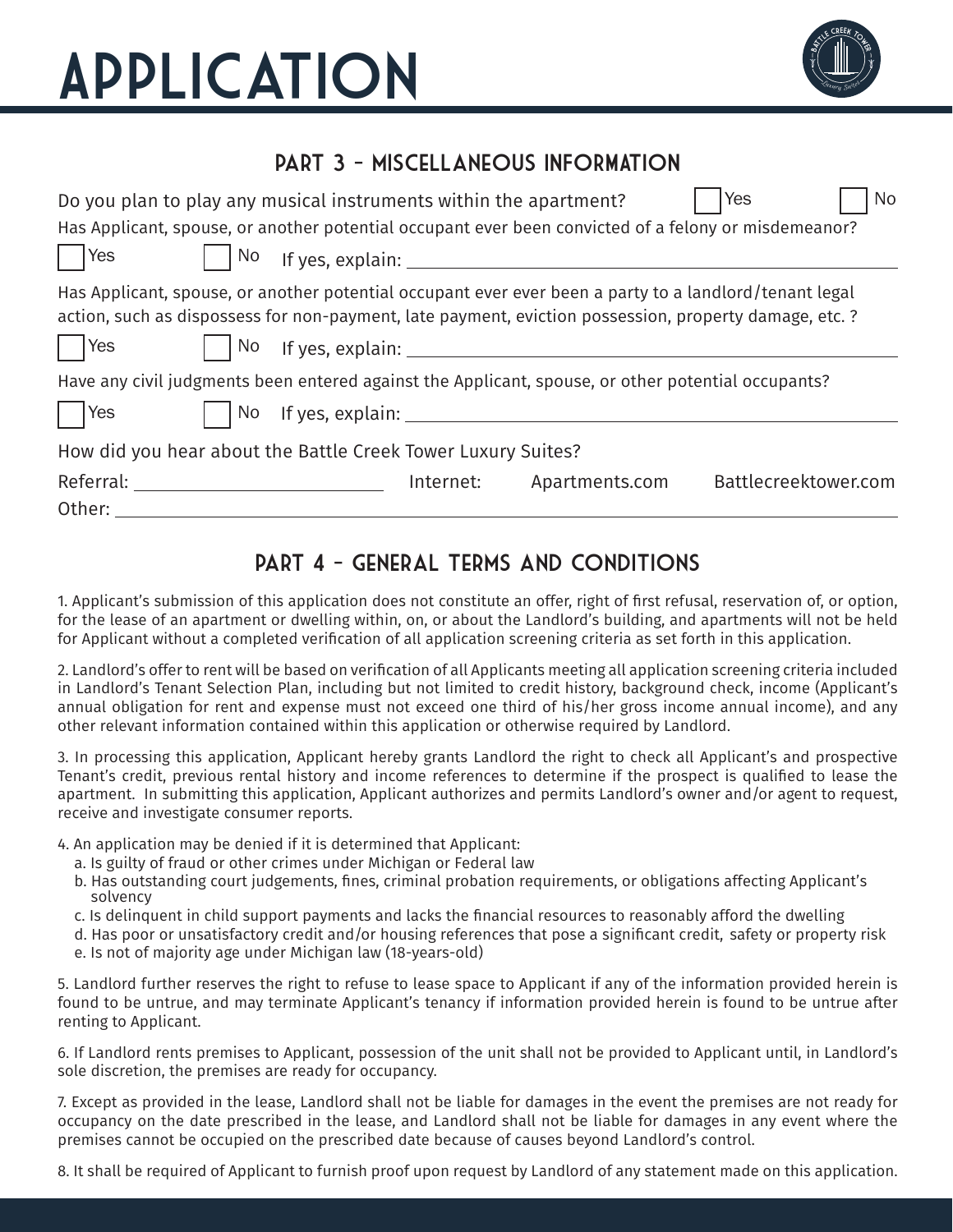# APPLICATION

## PART 3 – MISCELLANEOUS INFORMATION

Do you plan to play any musical instruments within the apartment? ☐ Yes ☐ No

Has Applicant, spouse, or another potential occupant ever been convicted of a felony or misdemeanor?

☐ Yes ☐ No If yes, explain: ______________________________

Has Applicant, spouse, or another potential occupant ever ever been a party to a landlord/tenant legal action, such as dispossess for non-payment, late payment, eviction possession, property damage, etc. ?

☐ Yes ☐ No If yes, explain: ______________________________

Have any civil judgments been entered against the Applicant, spouse, or other potential occupants?

☐ Yes ☐ No If yes, explain: ______________________________

How did you hear about the Battle Creek Tower Luxury Suites?

Referral: ____________________ Internet: Apartments.com Battlecreektower.com

Other: ______________________________

## PART 4 – GENERAL TERMS AND CONDITIONS

1. Applicant's submission of this application does not constitute an offer, right of first refusal, reservation of, or option, for the lease of an apartment or dwelling within, on, or about the Landlord's building, and apartments will not be held for Applicant without a completed verification of all application screening criteria as set forth in this application.

2. Landlord's offer to rent will be based on verification of all Applicants meeting all application screening criteria included in Landlord's Tenant Selection Plan, including but not limited to credit history, background check, income (Applicant's annual obligation for rent and expense must not exceed one third of his/her gross income annual income), and any other relevant information contained within this application or otherwise required by Landlord.

3. In processing this application, Applicant hereby grants Landlord the right to check all Applicant's and prospective Tenant's credit, previous rental history and income references to determine if the prospect is qualified to lease the apartment. In submitting this application, Applicant authorizes and permits Landlord's owner and/or agent to request, receive and investigate consumer reports.

4. An application may be denied if it is determined that Applicant:
   a. Is guilty of fraud or other crimes under Michigan or Federal law
   b. Has outstanding court judgements, fines, criminal probation requirements, or obligations affecting Applicant's solvency
   c. Is delinquent in child support payments and lacks the financial resources to reasonably afford the dwelling
   d. Has poor or unsatisfactory credit and/or housing references that pose a significant credit, safety or property risk
   e. Is not of majority age under Michigan law (18-years-old)

5. Landlord further reserves the right to refuse to lease space to Applicant if any of the information provided herein is found to be untrue, and may terminate Applicant's tenancy if information provided herein is found to be untrue after renting to Applicant.

6. If Landlord rents premises to Applicant, possession of the unit shall not be provided to Applicant until, in Landlord's sole discretion, the premises are ready for occupancy.

7. Except as provided in the lease, Landlord shall not be liable for damages in the event the premises are not ready for occupancy on the date prescribed in the lease, and Landlord shall not be liable for damages in any event where the premises cannot be occupied on the prescribed date because of causes beyond Landlord's control.

8. It shall be required of Applicant to furnish proof upon request by Landlord of any statement made on this application.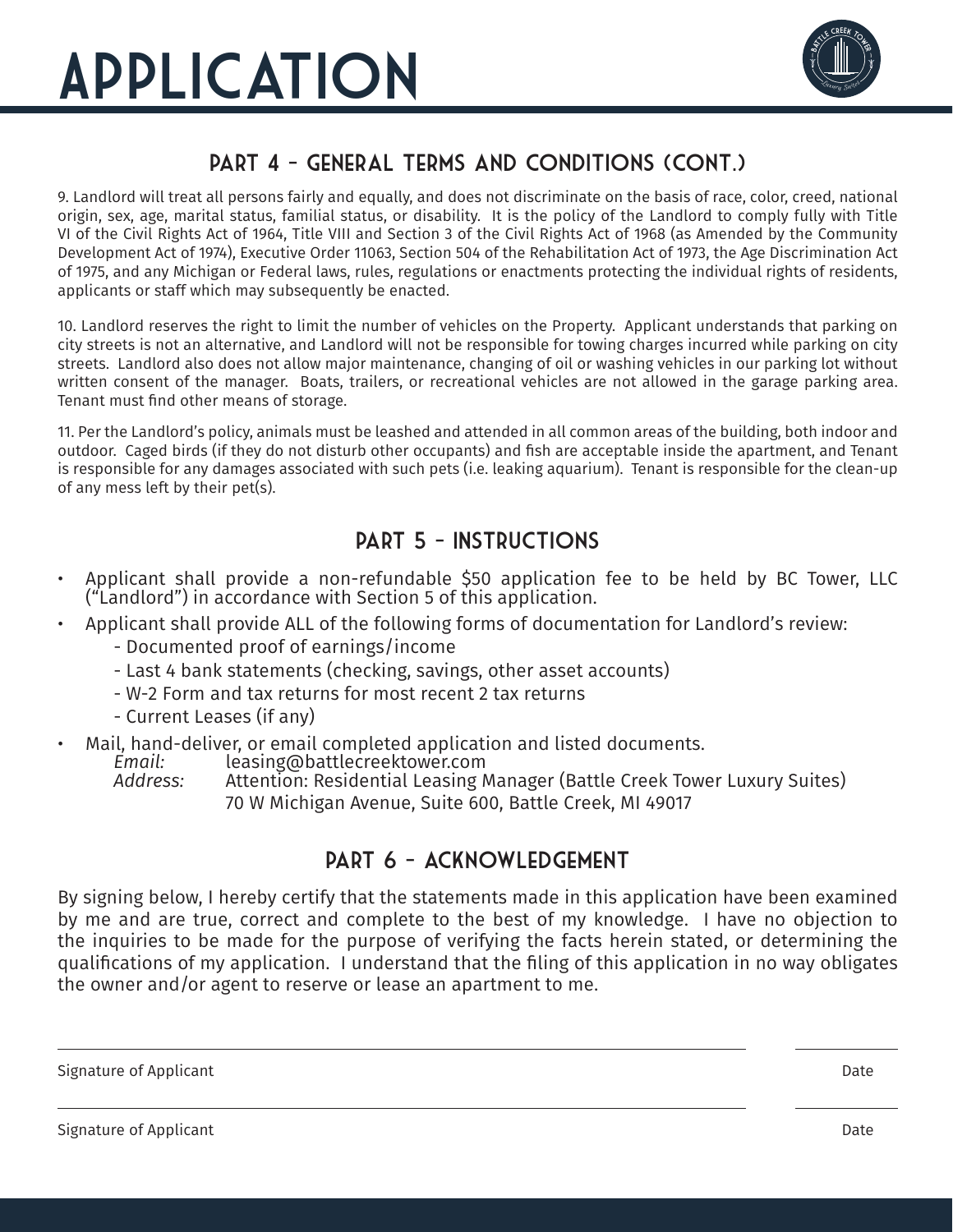# APPLICATION

## PART 4 - GENERAL TERMS AND CONDITIONS (CONT.)

9. Landlord will treat all persons fairly and equally, and does not discriminate on the basis of race, color, creed, national origin, sex, age, marital status, familial status, or disability. It is the policy of the Landlord to comply fully with Title VI of the Civil Rights Act of 1964, Title VIII and Section 3 of the Civil Rights Act of 1968 (as Amended by the Community Development Act of 1974), Executive Order 11063, Section 504 of the Rehabilitation Act of 1973, the Age Discrimination Act of 1975, and any Michigan or Federal laws, rules, regulations or enactments protecting the individual rights of residents, applicants or staff which may subsequently be enacted.

10. Landlord reserves the right to limit the number of vehicles on the Property. Applicant understands that parking on city streets is not an alternative, and Landlord will not be responsible for towing charges incurred while parking on city streets. Landlord also does not allow major maintenance, changing of oil or washing vehicles in our parking lot without written consent of the manager. Boats, trailers, or recreational vehicles are not allowed in the garage parking area. Tenant must find other means of storage.

11. Per the Landlord's policy, animals must be leashed and attended in all common areas of the building, both indoor and outdoor. Caged birds (if they do not disturb other occupants) and fish are acceptable inside the apartment, and Tenant is responsible for any damages associated with such pets (i.e. leaking aquarium). Tenant is responsible for the clean-up of any mess left by their pet(s).

## PART 5 - INSTRUCTIONS

- Applicant shall provide a non-refundable $50 application fee to be held by BC Tower, LLC ("Landlord") in accordance with Section 5 of this application.
- Applicant shall provide ALL of the following forms of documentation for Landlord's review:
  - Documented proof of earnings/income
  - Last 4 bank statements (checking, savings, other asset accounts)
  - W-2 Form and tax returns for most recent 2 tax returns
  - Current Leases (if any)
- Mail, hand-deliver, or email completed application and listed documents.
  - *Email:* leasing@battlecreektower.com
  - *Address:* Attention: Residential Leasing Manager (Battle Creek Tower Luxury Suites) 70 W Michigan Avenue, Suite 600, Battle Creek, MI 49017

## PART 6 - ACKNOWLEDGEMENT

By signing below, I hereby certify that the statements made in this application have been examined by me and are true, correct and complete to the best of my knowledge. I have no objection to the inquiries to be made for the purpose of verifying the facts herein stated, or determining the qualifications of my application. I understand that the filing of this application in no way obligates the owner and/or agent to reserve or lease an apartment to me.

Signature of Applicant ______________________ Date __________

Signature of Applicant ______________________ Date __________